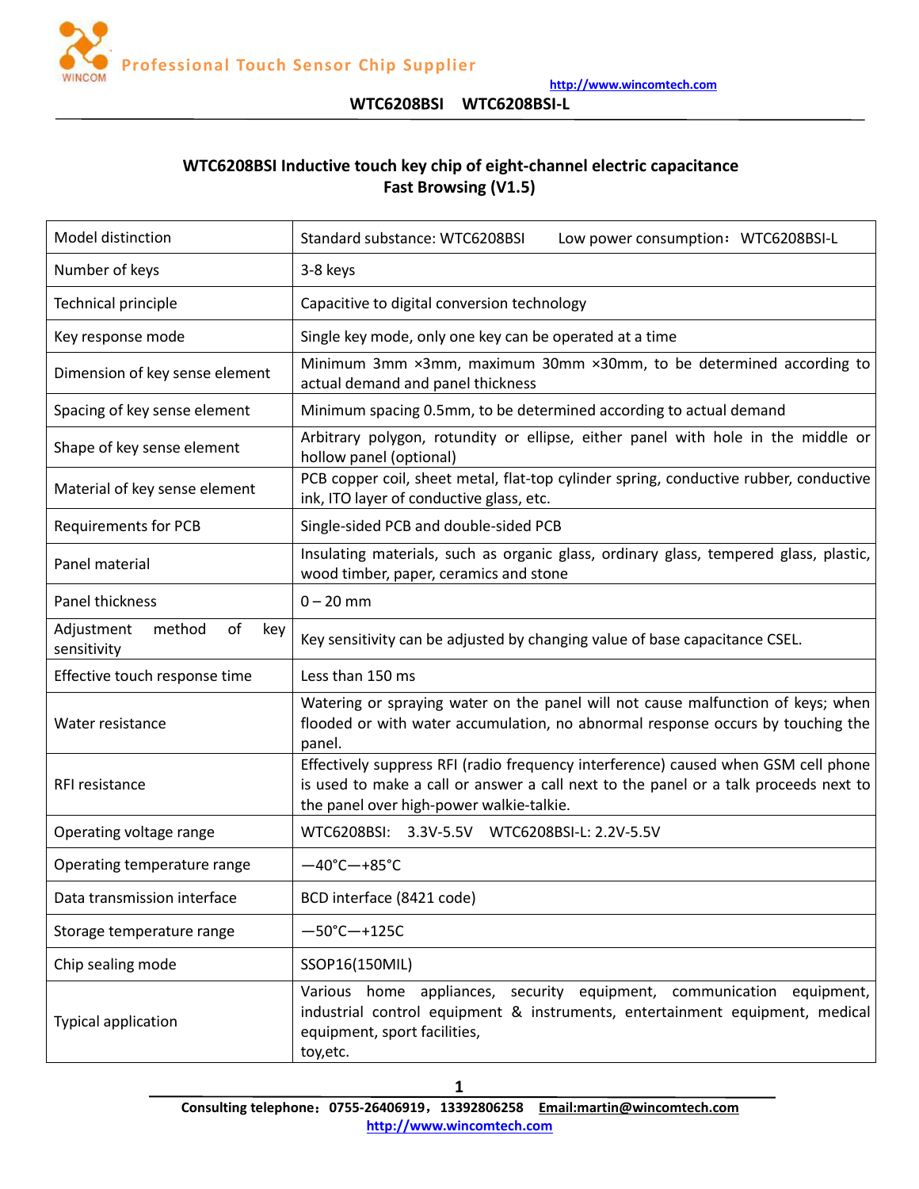# WTC6208BSI Inductive touch key chip of eight-channel electric capacitance Fast Browsing (V1.5)

| Model distinction | Standard substance: WTC6208BSI　　Low power consumption：WTC6208BSI-L |
|---|---|
| Number of keys | 3-8 keys |
| Technical principle | Capacitive to digital conversion technology |
| Key response mode | Single key mode, only one key can be operated at a time |
| Dimension of key sense element | Minimum 3mm ×3mm, maximum 30mm ×30mm, to be determined according to actual demand and panel thickness |
| Spacing of key sense element | Minimum spacing 0.5mm, to be determined according to actual demand |
| Shape of key sense element | Arbitrary polygon, rotundity or ellipse, either panel with hole in the middle or hollow panel (optional) |
| Material of key sense element | PCB copper coil, sheet metal, flat-top cylinder spring, conductive rubber, conductive ink, ITO layer of conductive glass, etc. |
| Requirements for PCB | Single-sided PCB and double-sided PCB |
| Panel material | Insulating materials, such as organic glass, ordinary glass, tempered glass, plastic, wood timber, paper, ceramics and stone |
| Panel thickness | 0 – 20 mm |
| Adjustment method of key sensitivity | Key sensitivity can be adjusted by changing value of base capacitance CSEL. |
| Effective touch response time | Less than 150 ms |
| Water resistance | Watering or spraying water on the panel will not cause malfunction of keys; when flooded or with water accumulation, no abnormal response occurs by touching the panel. |
| RFI resistance | Effectively suppress RFI (radio frequency interference) caused when GSM cell phone is used to make a call or answer a call next to the panel or a talk proceeds next to the panel over high-power walkie-talkie. |
| Operating voltage range | WTC6208BSI:　3.3V-5.5V　WTC6208BSI-L: 2.2V-5.5V |
| Operating temperature range | —40°C—+85°C |
| Data transmission interface | BCD interface (8421 code) |
| Storage temperature range | —50°C—+125C |
| Chip sealing mode | SSOP16(150MIL) |
| Typical application | Various home appliances, security equipment, communication equipment, industrial control equipment & instruments, entertainment equipment, medical equipment, sport facilities, toy,etc. |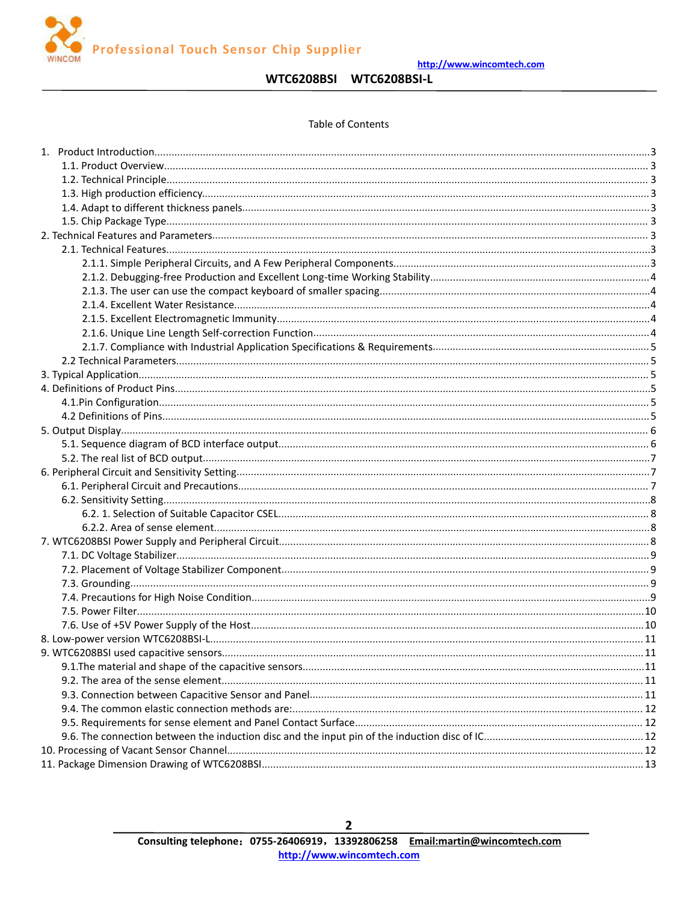Table of Contents

1. Product Introduction........................................................................................................3
    1.1. Product Overview........................................................................................................3
    1.2. Technical Principle........................................................................................................3
    1.3. High production efficiency........................................................................................3
    1.4. Adapt to different thickness panels..............................................................................3
    1.5. Chip Package Type........................................................................................................3
2. Technical Features and Parameters........................................................................................3
    2.1. Technical Features........................................................................................................3
        2.1.1. Simple Peripheral Circuits, and A Few Peripheral Components.......................................3
        2.1.2. Debugging-free Production and Excellent Long-time Working Stability..........................4
        2.1.3. The user can use the compact keyboard of smaller spacing.............................................4
        2.1.4. Excellent Water Resistance........................................................................................4
        2.1.5. Excellent Electromagnetic Immunity..........................................................................4
        2.1.6. Unique Line Length Self-correction Function................................................................4
        2.1.7. Compliance with Industrial Application Specifications & Requirements.........................5
    2.2 Technical Parameters........................................................................................................5
3. Typical Application........................................................................................................5
4. Definitions of Product Pins........................................................................................................5
    4.1.Pin Configuration........................................................................................................5
    4.2 Definitions of Pins........................................................................................................5
5. Output Display........................................................................................................6
    5.1. Sequence diagram of BCD interface output........................................................................6
    5.2. The real list of BCD output........................................................................................7
6. Peripheral Circuit and Sensitivity Setting........................................................................................7
    6.1. Peripheral Circuit and Precautions........................................................................................7
    6.2. Sensitivity Setting........................................................................................................8
        6.2. 1. Selection of Suitable Capacitor CSEL........................................................................8
        6.2.2. Area of sense element........................................................................................8
7. WTC6208BSI Power Supply and Peripheral Circuit........................................................................8
    7.1. DC Voltage Stabilizer........................................................................................................9
    7.2. Placement of Voltage Stabilizer Component........................................................................9
    7.3. Grounding........................................................................................................9
    7.4. Precautions for High Noise Condition........................................................................................9
    7.5. Power Filter........................................................................................................10
    7.6. Use of +5V Power Supply of the Host........................................................................................10
8. Low-power version WTC6208BSI-L........................................................................................11
9. WTC6208BSI used capacitive sensors........................................................................................11
    9.1.The material and shape of the capacitive sensors........................................................................11
    9.2. The area of the sense element........................................................................................11
    9.3. Connection between Capacitive Sensor and Panel........................................................................11
    9.4. The common elastic connection methods are:........................................................................12
    9.5. Requirements for sense element and Panel Contact Surface........................................................12
    9.6. The connection between the induction disc and the input pin of the induction disc of IC.........................12
10. Processing of Vacant Sensor Channel........................................................................................12
11. Package Dimension Drawing of WTC6208BSI........................................................................................13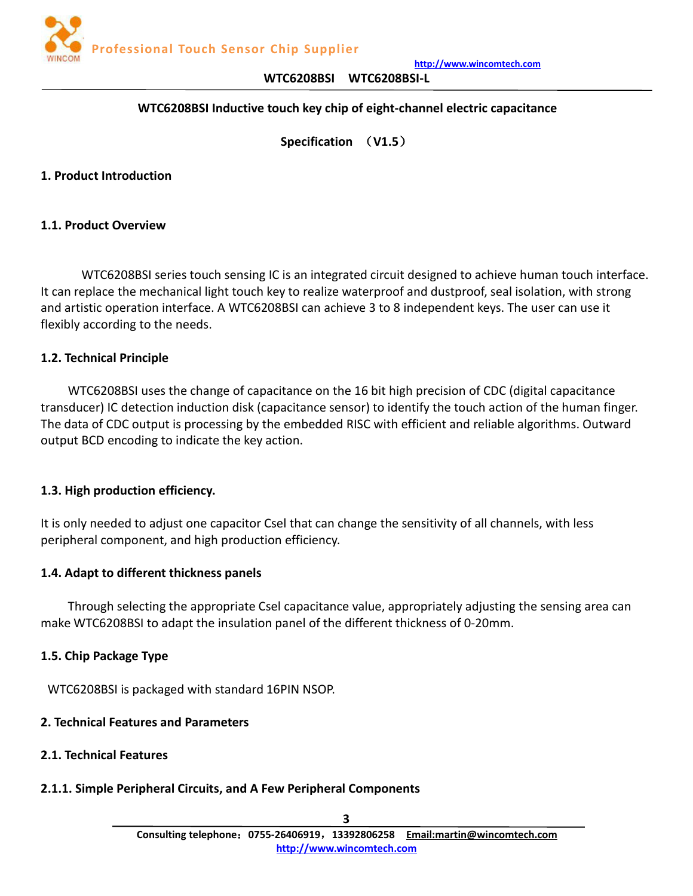**WTC6208BSI Inductive touch key chip of eight-channel electric capacitance**

**Specification （V1.5）**

## 1. Product Introduction

### 1.1. Product Overview

WTC6208BSI series touch sensing IC is an integrated circuit designed to achieve human touch interface. It can replace the mechanical light touch key to realize waterproof and dustproof, seal isolation, with strong and artistic operation interface. A WTC6208BSI can achieve 3 to 8 independent keys. The user can use it flexibly according to the needs.

### 1.2. Technical Principle

WTC6208BSI uses the change of capacitance on the 16 bit high precision of CDC (digital capacitance transducer) IC detection induction disk (capacitance sensor) to identify the touch action of the human finger. The data of CDC output is processing by the embedded RISC with efficient and reliable algorithms. Outward output BCD encoding to indicate the key action.

### 1.3. High production efficiency.

It is only needed to adjust one capacitor Csel that can change the sensitivity of all channels, with less peripheral component, and high production efficiency.

### 1.4. Adapt to different thickness panels

Through selecting the appropriate Csel capacitance value, appropriately adjusting the sensing area can make WTC6208BSI to adapt the insulation panel of the different thickness of 0-20mm.

### 1.5. Chip Package Type

WTC6208BSI is packaged with standard 16PIN NSOP.

## 2. Technical Features and Parameters

### 2.1. Technical Features

#### 2.1.1. Simple Peripheral Circuits, and A Few Peripheral Components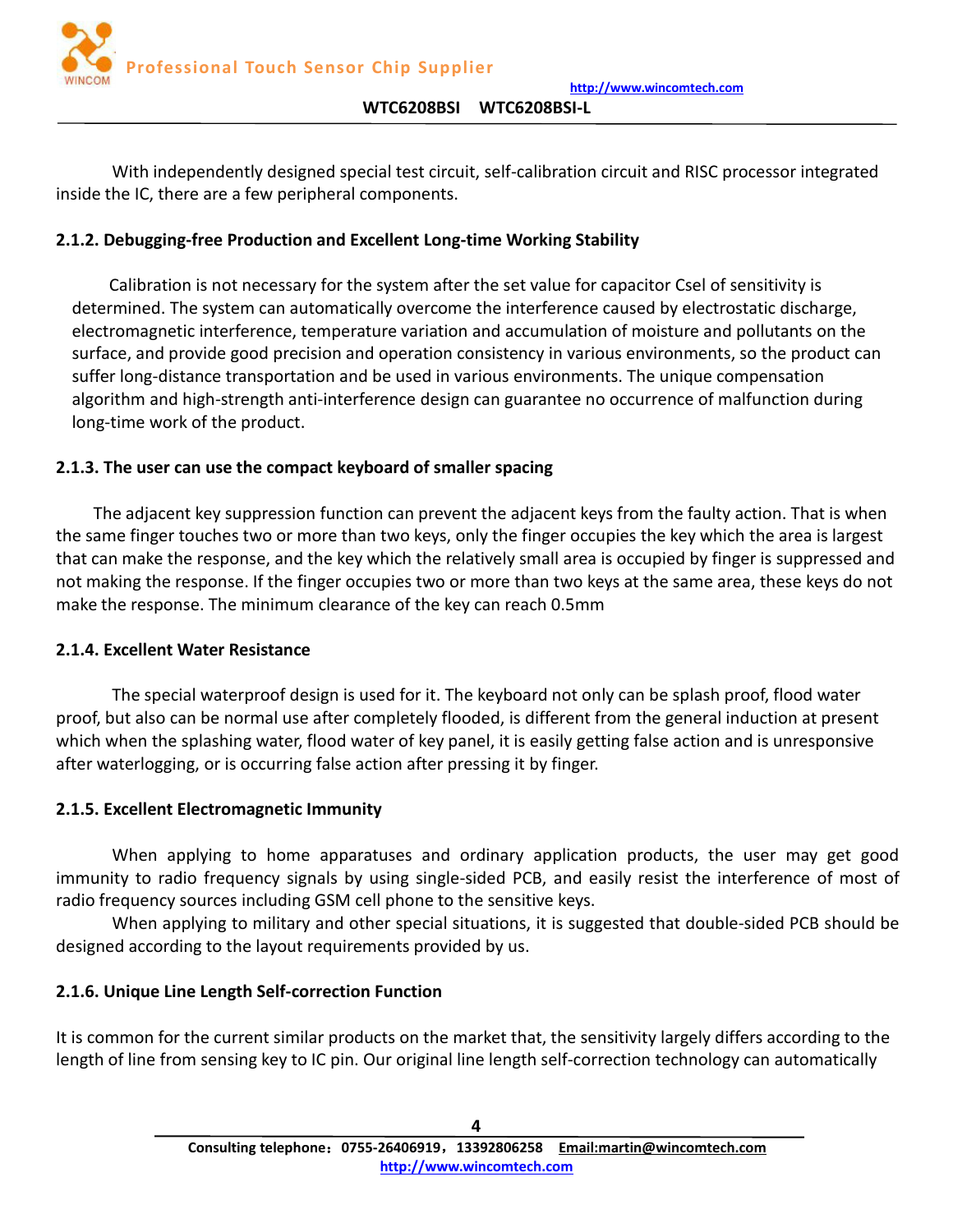With independently designed special test circuit, self-calibration circuit and RISC processor integrated inside the IC, there are a few peripheral components.

### 2.1.2. Debugging-free Production and Excellent Long-time Working Stability

Calibration is not necessary for the system after the set value for capacitor Csel of sensitivity is determined. The system can automatically overcome the interference caused by electrostatic discharge, electromagnetic interference, temperature variation and accumulation of moisture and pollutants on the surface, and provide good precision and operation consistency in various environments, so the product can suffer long-distance transportation and be used in various environments. The unique compensation algorithm and high-strength anti-interference design can guarantee no occurrence of malfunction during long-time work of the product.

### 2.1.3. The user can use the compact keyboard of smaller spacing

The adjacent key suppression function can prevent the adjacent keys from the faulty action. That is when the same finger touches two or more than two keys, only the finger occupies the key which the area is largest that can make the response, and the key which the relatively small area is occupied by finger is suppressed and not making the response. If the finger occupies two or more than two keys at the same area, these keys do not make the response. The minimum clearance of the key can reach 0.5mm

### 2.1.4. Excellent Water Resistance

The special waterproof design is used for it. The keyboard not only can be splash proof, flood water proof, but also can be normal use after completely flooded, is different from the general induction at present which when the splashing water, flood water of key panel, it is easily getting false action and is unresponsive after waterlogging, or is occurring false action after pressing it by finger.

### 2.1.5. Excellent Electromagnetic Immunity

When applying to home apparatuses and ordinary application products, the user may get good immunity to radio frequency signals by using single-sided PCB, and easily resist the interference of most of radio frequency sources including GSM cell phone to the sensitive keys.

When applying to military and other special situations, it is suggested that double-sided PCB should be designed according to the layout requirements provided by us.

### 2.1.6. Unique Line Length Self-correction Function

It is common for the current similar products on the market that, the sensitivity largely differs according to the length of line from sensing key to IC pin. Our original line length self-correction technology can automatically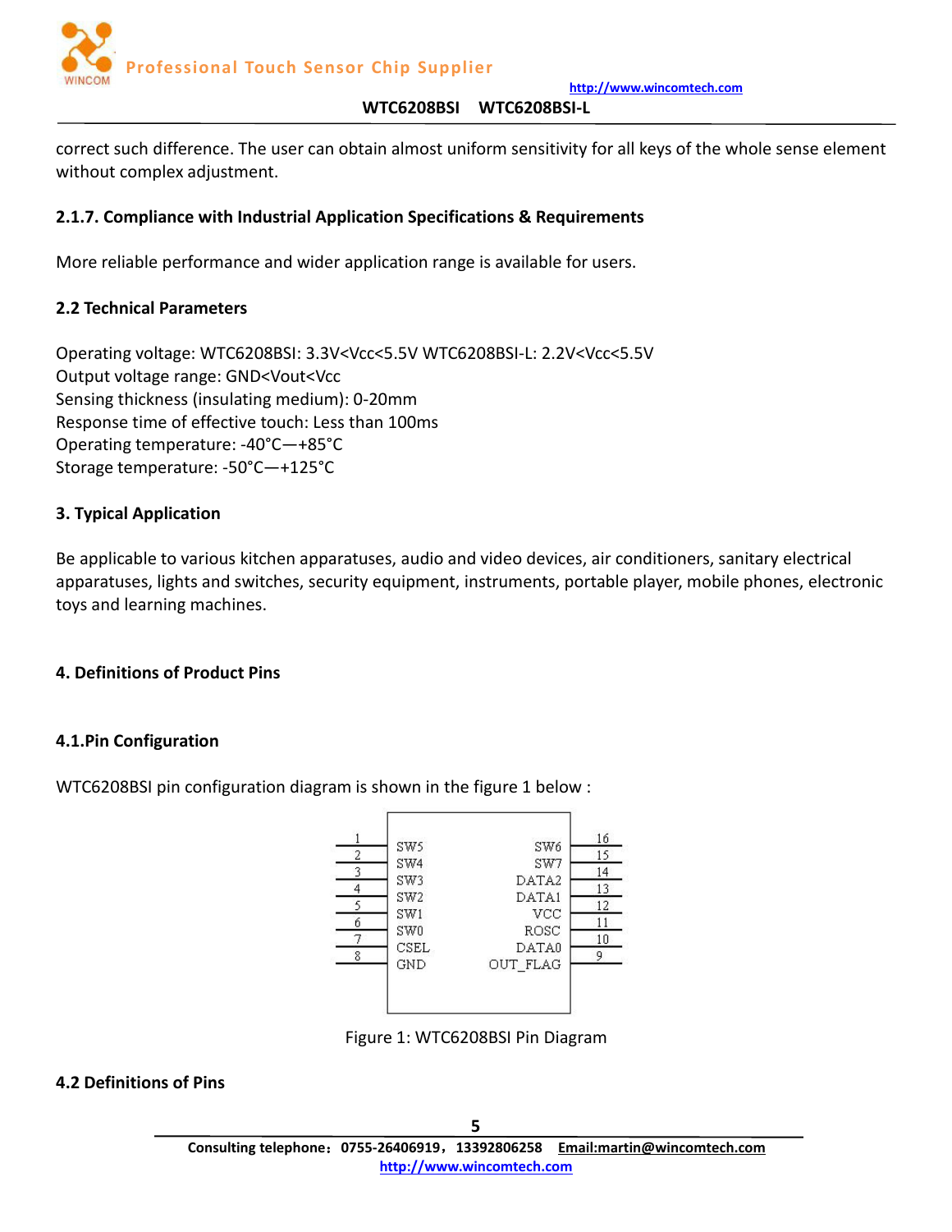correct such difference. The user can obtain almost uniform sensitivity for all keys of the whole sense element without complex adjustment.

#### 2.1.7. Compliance with Industrial Application Specifications & Requirements

More reliable performance and wider application range is available for users.

### 2.2 Technical Parameters

Operating voltage: WTC6208BSI: 3.3V<Vcc<5.5V WTC6208BSI-L: 2.2V<Vcc<5.5V
Output voltage range: GND<Vout<Vcc
Sensing thickness (insulating medium): 0-20mm
Response time of effective touch: Less than 100ms
Operating temperature: -40°C—+85°C
Storage temperature: -50°C—+125°C

## 3. Typical Application

Be applicable to various kitchen apparatuses, audio and video devices, air conditioners, sanitary electrical apparatuses, lights and switches, security equipment, instruments, portable player, mobile phones, electronic toys and learning machines.

## 4. Definitions of Product Pins

### 4.1.Pin Configuration

WTC6208BSI pin configuration diagram is shown in the figure 1 below :

| Pin | Name | Name | Pin |
|---|---|---|---|
| 1 | SW5 | SW6 | 16 |
| 2 | SW4 | SW7 | 15 |
| 3 | SW3 | DATA2 | 14 |
| 4 | SW2 | DATA1 | 13 |
| 5 | SW1 | VCC | 12 |
| 6 | SW0 | ROSC | 11 |
| 7 | CSEL | DATA0 | 10 |
| 8 | GND | OUT_FLAG | 9 |

Figure 1: WTC6208BSI Pin Diagram

### 4.2 Definitions of Pins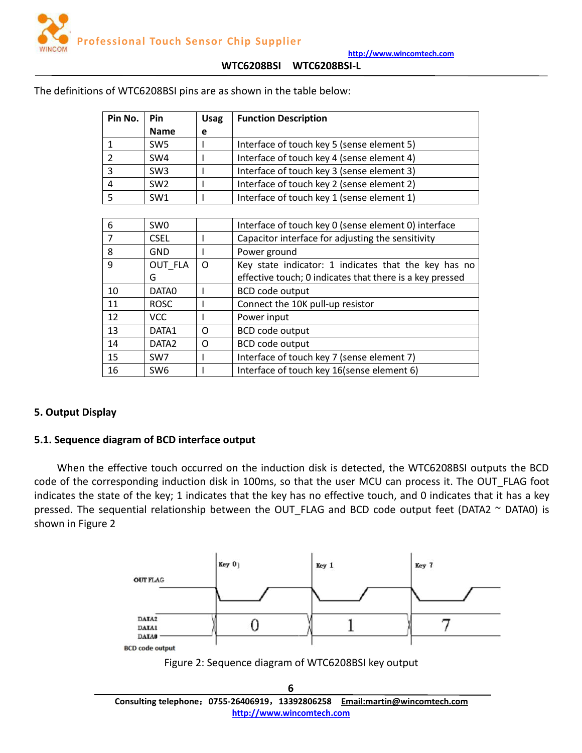The definitions of WTC6208BSI pins are as shown in the table below:

| Pin No. | Pin Name | Usage | Function Description |
|---|---|---|---|
| 1 | SW5 | I | Interface of touch key 5 (sense element 5) |
| 2 | SW4 | I | Interface of touch key 4 (sense element 4) |
| 3 | SW3 | I | Interface of touch key 3 (sense element 3) |
| 4 | SW2 | I | Interface of touch key 2 (sense element 2) |
| 5 | SW1 | I | Interface of touch key 1 (sense element 1) |
| 6 | SW0 | | Interface of touch key 0 (sense element 0) interface |
| 7 | CSEL | I | Capacitor interface for adjusting the sensitivity |
| 8 | GND | I | Power ground |
| 9 | OUT_FLAG | O | Key state indicator: 1 indicates that the key has no effective touch; 0 indicates that there is a key pressed |
| 10 | DATA0 | I | BCD code output |
| 11 | ROSC | I | Connect the 10K pull-up resistor |
| 12 | VCC | I | Power input |
| 13 | DATA1 | O | BCD code output |
| 14 | DATA2 | O | BCD code output |
| 15 | SW7 | I | Interface of touch key 7 (sense element 7) |
| 16 | SW6 | I | Interface of touch key 16(sense element 6) |

## 5. Output Display

### 5.1. Sequence diagram of BCD interface output

When the effective touch occurred on the induction disk is detected, the WTC6208BSI outputs the BCD code of the corresponding induction disk in 100ms, so that the user MCU can process it. The OUT_FLAG foot indicates the state of the key; 1 indicates that the key has no effective touch, and 0 indicates that it has a key pressed. The sequential relationship between the OUT_FLAG and BCD code output feet (DATA2 ~ DATA0) is shown in Figure 2

Figure 2: Sequence diagram of WTC6208BSI key output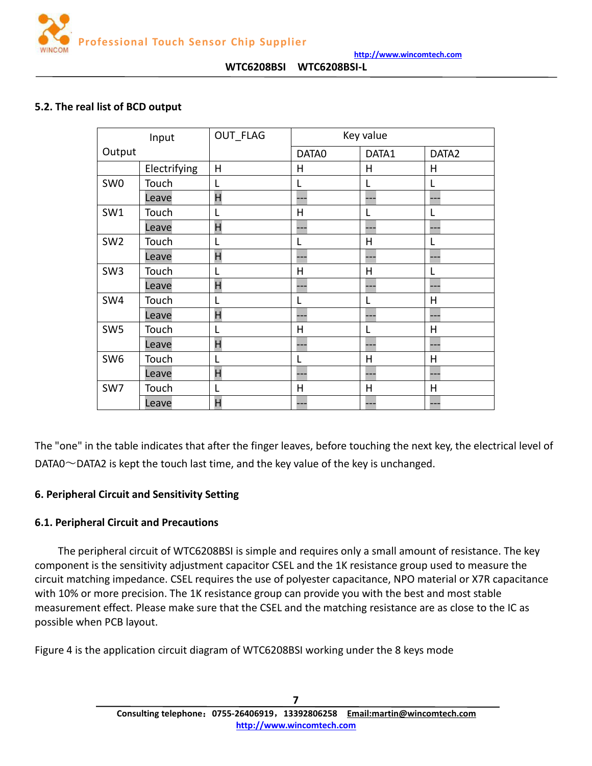### 5.2. The real list of BCD output

| Output | Input | OUT_FLAG | Key value | | |
|---|---|---|---|---|---|
| | | | DATA0 | DATA1 | DATA2 |
| | Electrifying | H | H | H | H |
| SW0 | Touch | L | L | L | L |
| | Leave | H | --- | --- | --- |
| SW1 | Touch | L | H | L | L |
| | Leave | H | --- | --- | --- |
| SW2 | Touch | L | L | H | L |
| | Leave | H | --- | --- | --- |
| SW3 | Touch | L | H | H | L |
| | Leave | H | --- | --- | --- |
| SW4 | Touch | L | L | L | H |
| | Leave | H | --- | --- | --- |
| SW5 | Touch | L | H | L | H |
| | Leave | H | --- | --- | --- |
| SW6 | Touch | L | L | H | H |
| | Leave | H | --- | --- | --- |
| SW7 | Touch | L | H | H | H |
| | Leave | H | --- | --- | --- |

The "one" in the table indicates that after the finger leaves, before touching the next key, the electrical level of DATA0～DATA2 is kept the touch last time, and the key value of the key is unchanged.

## 6. Peripheral Circuit and Sensitivity Setting

### 6.1. Peripheral Circuit and Precautions

The peripheral circuit of WTC6208BSI is simple and requires only a small amount of resistance. The key component is the sensitivity adjustment capacitor CSEL and the 1K resistance group used to measure the circuit matching impedance. CSEL requires the use of polyester capacitance, NPO material or X7R capacitance with 10% or more precision. The 1K resistance group can provide you with the best and most stable measurement effect. Please make sure that the CSEL and the matching resistance are as close to the IC as possible when PCB layout.

Figure 4 is the application circuit diagram of WTC6208BSI working under the 8 keys mode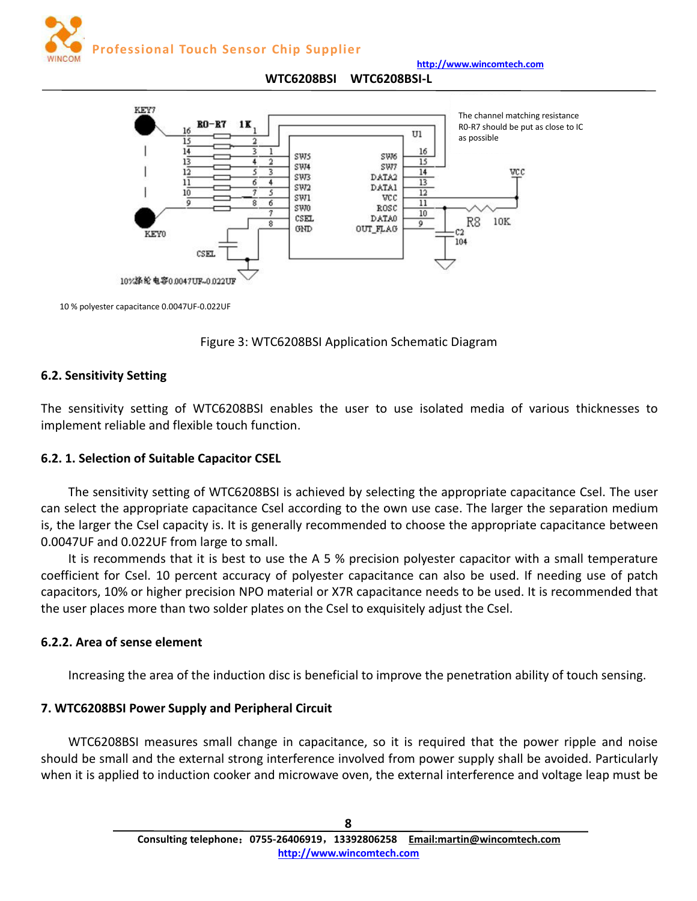The channel matching resistance R0-R7 should be put as close to IC as possible

10 % polyester capacitance 0.0047UF-0.022UF

Figure 3: WTC6208BSI Application Schematic Diagram

### 6.2. Sensitivity Setting

The sensitivity setting of WTC6208BSI enables the user to use isolated media of various thicknesses to implement reliable and flexible touch function.

#### 6.2. 1. Selection of Suitable Capacitor CSEL

The sensitivity setting of WTC6208BSI is achieved by selecting the appropriate capacitance Csel. The user can select the appropriate capacitance Csel according to the own use case. The larger the separation medium is, the larger the Csel capacity is. It is generally recommended to choose the appropriate capacitance between 0.0047UF and 0.022UF from large to small.

It is recommends that it is best to use the A 5 % precision polyester capacitor with a small temperature coefficient for Csel. 10 percent accuracy of polyester capacitance can also be used. If needing use of patch capacitors, 10% or higher precision NPO material or X7R capacitance needs to be used. It is recommended that the user places more than two solder plates on the Csel to exquisitely adjust the Csel.

#### 6.2.2. Area of sense element

Increasing the area of the induction disc is beneficial to improve the penetration ability of touch sensing.

### 7. WTC6208BSI Power Supply and Peripheral Circuit

WTC6208BSI measures small change in capacitance, so it is required that the power ripple and noise should be small and the external strong interference involved from power supply shall be avoided. Particularly when it is applied to induction cooker and microwave oven, the external interference and voltage leap must be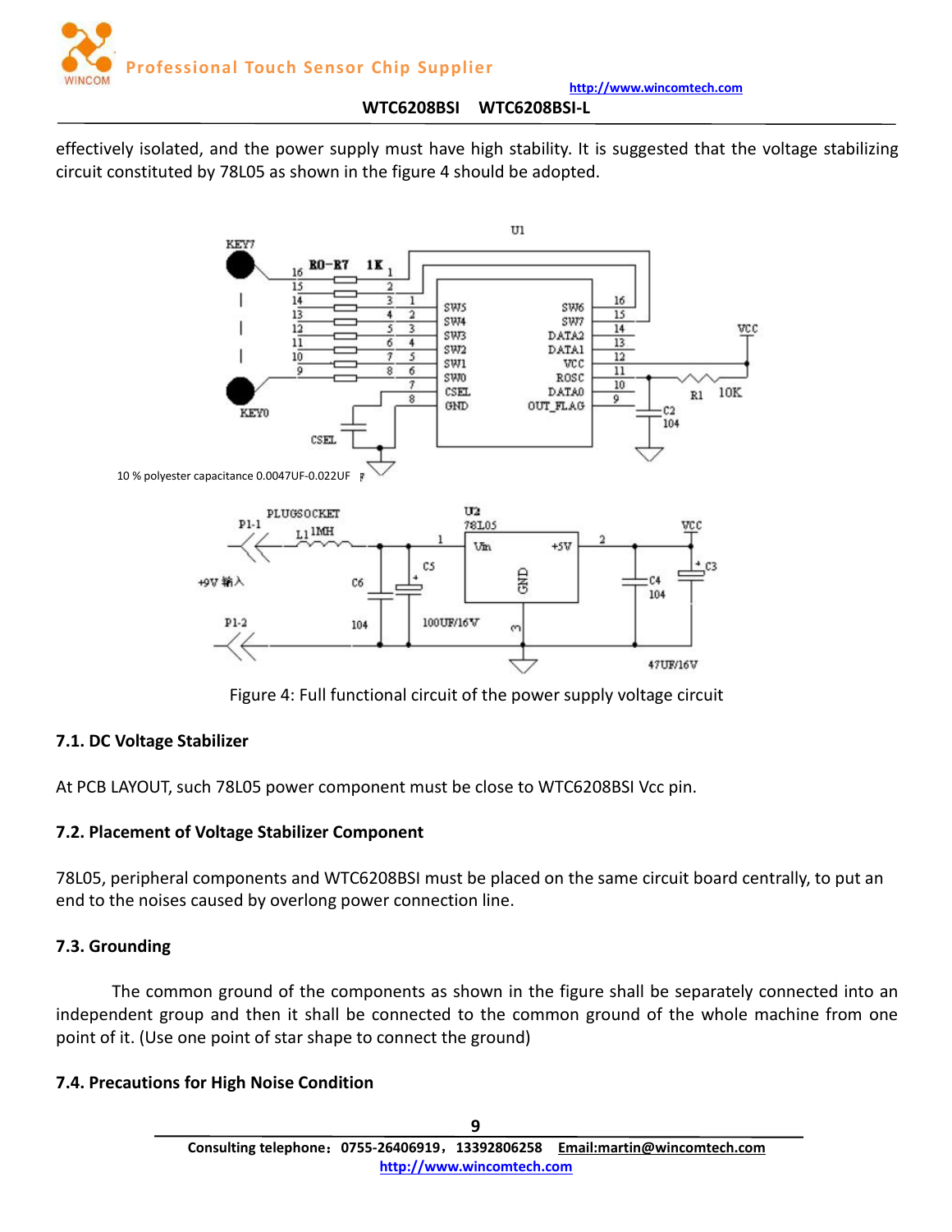effectively isolated, and the power supply must have high stability. It is suggested that the voltage stabilizing circuit constituted by 78L05 as shown in the figure 4 should be adopted.

10 % polyester capacitance 0.0047UF-0.022UF

Figure 4: Full functional circuit of the power supply voltage circuit

### 7.1. DC Voltage Stabilizer

At PCB LAYOUT, such 78L05 power component must be close to WTC6208BSI Vcc pin.

### 7.2. Placement of Voltage Stabilizer Component

78L05, peripheral components and WTC6208BSI must be placed on the same circuit board centrally, to put an end to the noises caused by overlong power connection line.

### 7.3. Grounding

The common ground of the components as shown in the figure shall be separately connected into an independent group and then it shall be connected to the common ground of the whole machine from one point of it. (Use one point of star shape to connect the ground)

### 7.4. Precautions for High Noise Condition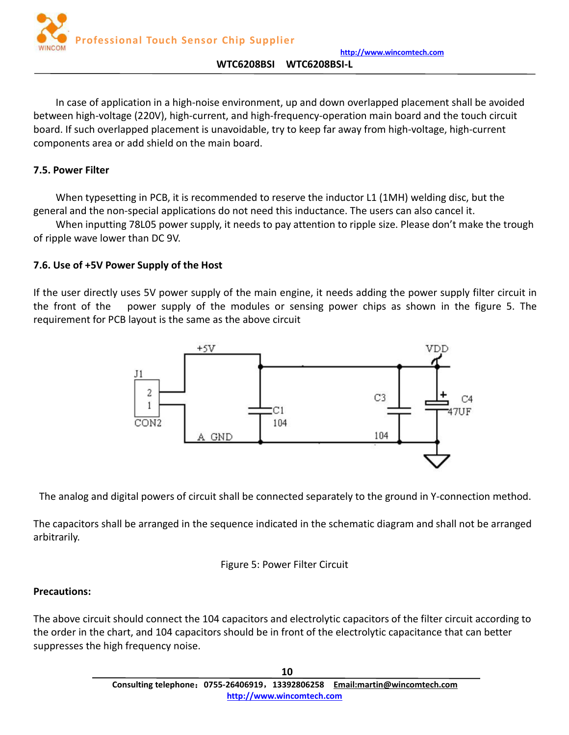In case of application in a high-noise environment, up and down overlapped placement shall be avoided between high-voltage (220V), high-current, and high-frequency-operation main board and the touch circuit board. If such overlapped placement is unavoidable, try to keep far away from high-voltage, high-current components area or add shield on the main board.

### 7.5. Power Filter

When typesetting in PCB, it is recommended to reserve the inductor L1 (1MH) welding disc, but the general and the non-special applications do not need this inductance. The users can also cancel it.

When inputting 78L05 power supply, it needs to pay attention to ripple size. Please don't make the trough of ripple wave lower than DC 9V.

### 7.6. Use of +5V Power Supply of the Host

If the user directly uses 5V power supply of the main engine, it needs adding the power supply filter circuit in the front of the power supply of the modules or sensing power chips as shown in the figure 5. The requirement for PCB layout is the same as the above circuit

The analog and digital powers of circuit shall be connected separately to the ground in Y-connection method.

The capacitors shall be arranged in the sequence indicated in the schematic diagram and shall not be arranged arbitrarily.

Figure 5: Power Filter Circuit

**Precautions:**

The above circuit should connect the 104 capacitors and electrolytic capacitors of the filter circuit according to the order in the chart, and 104 capacitors should be in front of the electrolytic capacitance that can better suppresses the high frequency noise.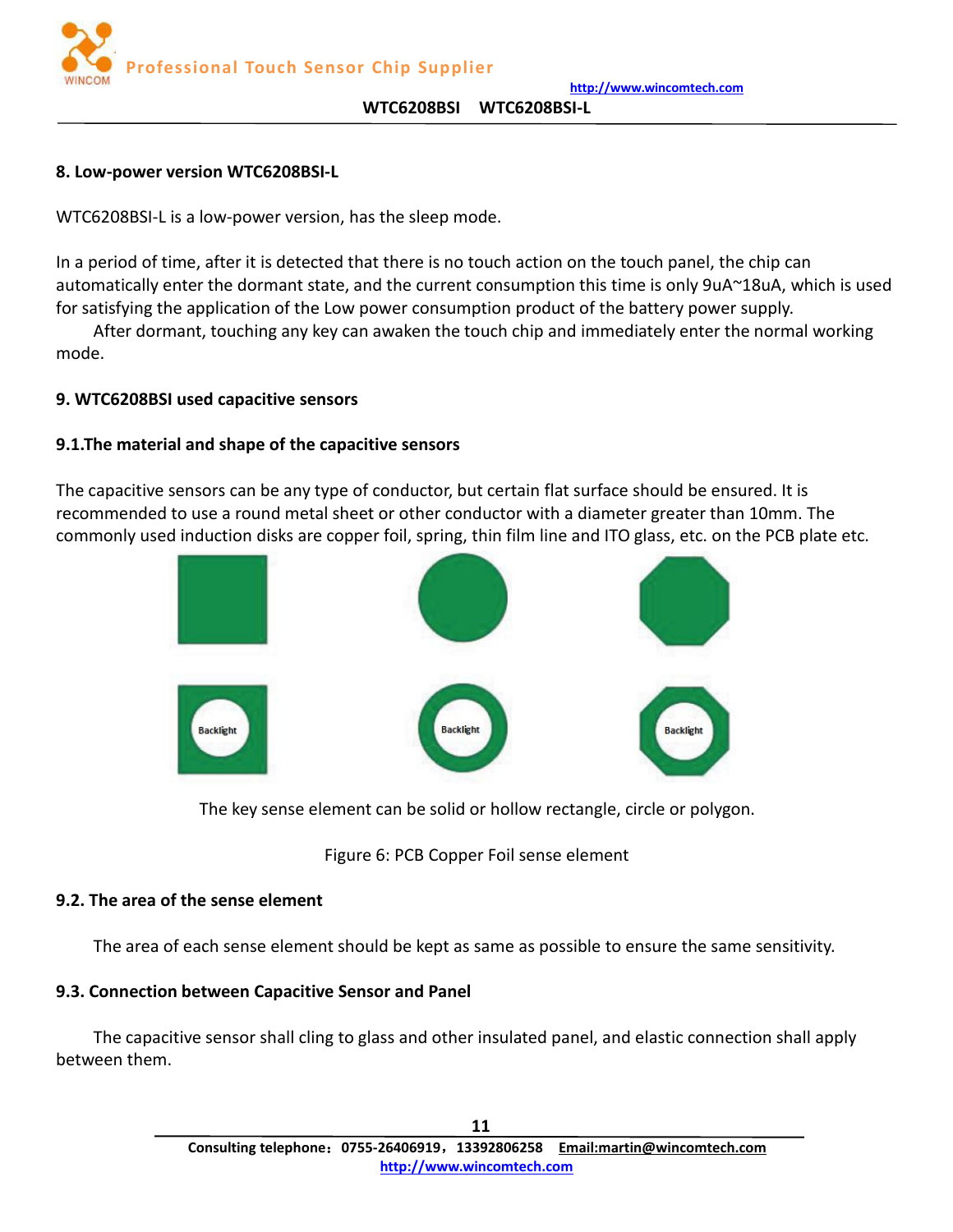## 8. Low-power version WTC6208BSI-L

WTC6208BSI-L is a low-power version, has the sleep mode.

In a period of time, after it is detected that there is no touch action on the touch panel, the chip can automatically enter the dormant state, and the current consumption this time is only 9uA~18uA, which is used for satisfying the application of the Low power consumption product of the battery power supply.

After dormant, touching any key can awaken the touch chip and immediately enter the normal working mode.

## 9. WTC6208BSI used capacitive sensors

### 9.1.The material and shape of the capacitive sensors

The capacitive sensors can be any type of conductor, but certain flat surface should be ensured. It is recommended to use a round metal sheet or other conductor with a diameter greater than 10mm. The commonly used induction disks are copper foil, spring, thin film line and ITO glass, etc. on the PCB plate etc.

The key sense element can be solid or hollow rectangle, circle or polygon.

Figure 6: PCB Copper Foil sense element

### 9.2. The area of the sense element

The area of each sense element should be kept as same as possible to ensure the same sensitivity.

### 9.3. Connection between Capacitive Sensor and Panel

The capacitive sensor shall cling to glass and other insulated panel, and elastic connection shall apply between them.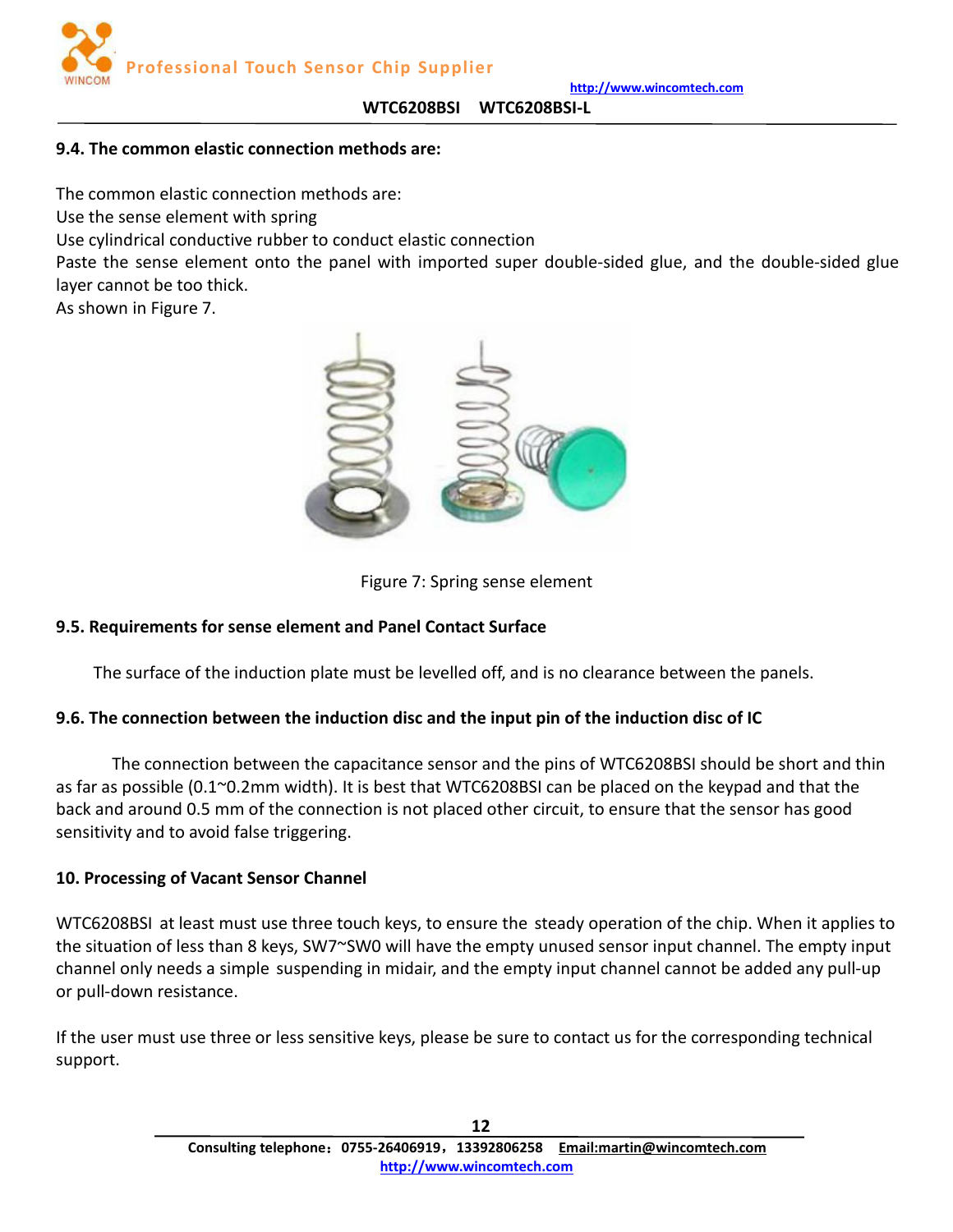### 9.4. The common elastic connection methods are:

The common elastic connection methods are:
Use the sense element with spring
Use cylindrical conductive rubber to conduct elastic connection
Paste the sense element onto the panel with imported super double-sided glue, and the double-sided glue layer cannot be too thick.
As shown in Figure 7.

Figure 7: Spring sense element

### 9.5. Requirements for sense element and Panel Contact Surface

The surface of the induction plate must be levelled off, and is no clearance between the panels.

### 9.6. The connection between the induction disc and the input pin of the induction disc of IC

The connection between the capacitance sensor and the pins of WTC6208BSI should be short and thin as far as possible (0.1~0.2mm width). It is best that WTC6208BSI can be placed on the keypad and that the back and around 0.5 mm of the connection is not placed other circuit, to ensure that the sensor has good sensitivity and to avoid false triggering.

## 10. Processing of Vacant Sensor Channel

WTC6208BSI at least must use three touch keys, to ensure the steady operation of the chip. When it applies to the situation of less than 8 keys, SW7~SW0 will have the empty unused sensor input channel. The empty input channel only needs a simple suspending in midair, and the empty input channel cannot be added any pull-up or pull-down resistance.

If the user must use three or less sensitive keys, please be sure to contact us for the corresponding technical support.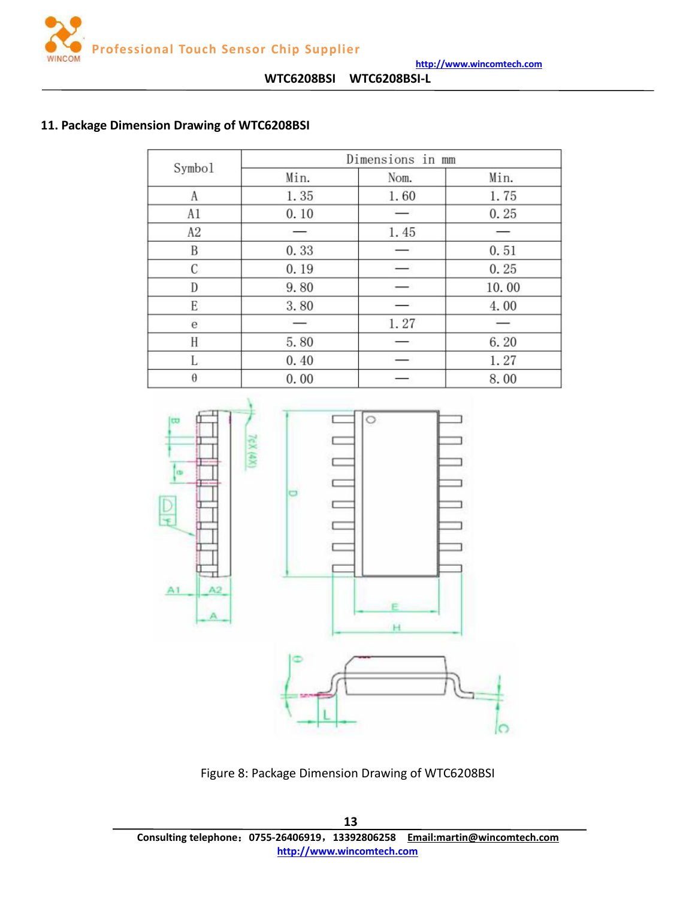## 11. Package Dimension Drawing of WTC6208BSI

| Symbol | Dimensions in mm | | |
|---|---|---|---|
| | Min. | Nom. | Min. |
| A | 1.35 | 1.60 | 1.75 |
| A1 | 0.10 | — | 0.25 |
| A2 | — | 1.45 | — |
| B | 0.33 | — | 0.51 |
| C | 0.19 | — | 0.25 |
| D | 9.80 | — | 10.00 |
| E | 3.80 | — | 4.00 |
| e | — | 1.27 | — |
| H | 5.80 | — | 6.20 |
| L | 0.40 | — | 1.27 |
| θ | 0.00 | — | 8.00 |

B
e
D
A1
A2
A
7℃X (4X)
D
E
H
θ
L
C

Figure 8: Package Dimension Drawing of WTC6208BSI